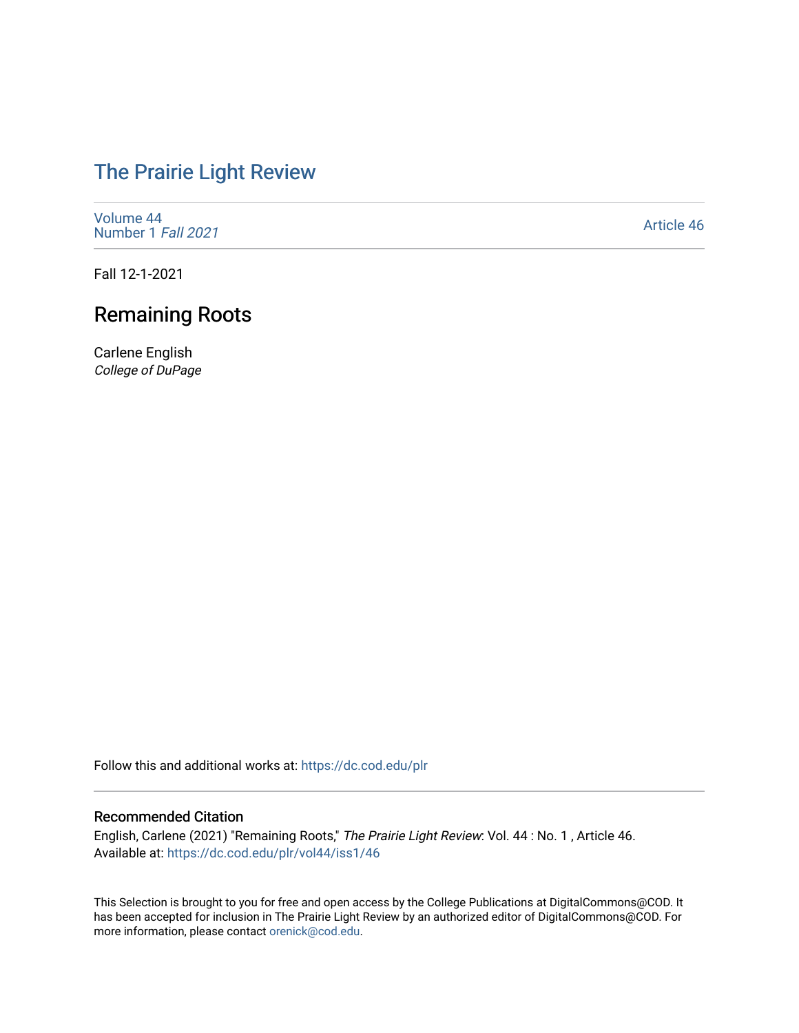# The Prairie Light Review

Volume 44
Number 1 *Fall 2021*

Article 46

Fall 12-1-2021

## Remaining Roots

Carlene English
*College of DuPage*

Follow this and additional works at: https://dc.cod.edu/plr

### Recommended Citation

English, Carlene (2021) "Remaining Roots," *The Prairie Light Review*: Vol. 44 : No. 1 , Article 46.
Available at: https://dc.cod.edu/plr/vol44/iss1/46

This Selection is brought to you for free and open access by the College Publications at DigitalCommons@COD. It has been accepted for inclusion in The Prairie Light Review by an authorized editor of DigitalCommons@COD. For more information, please contact orenick@cod.edu.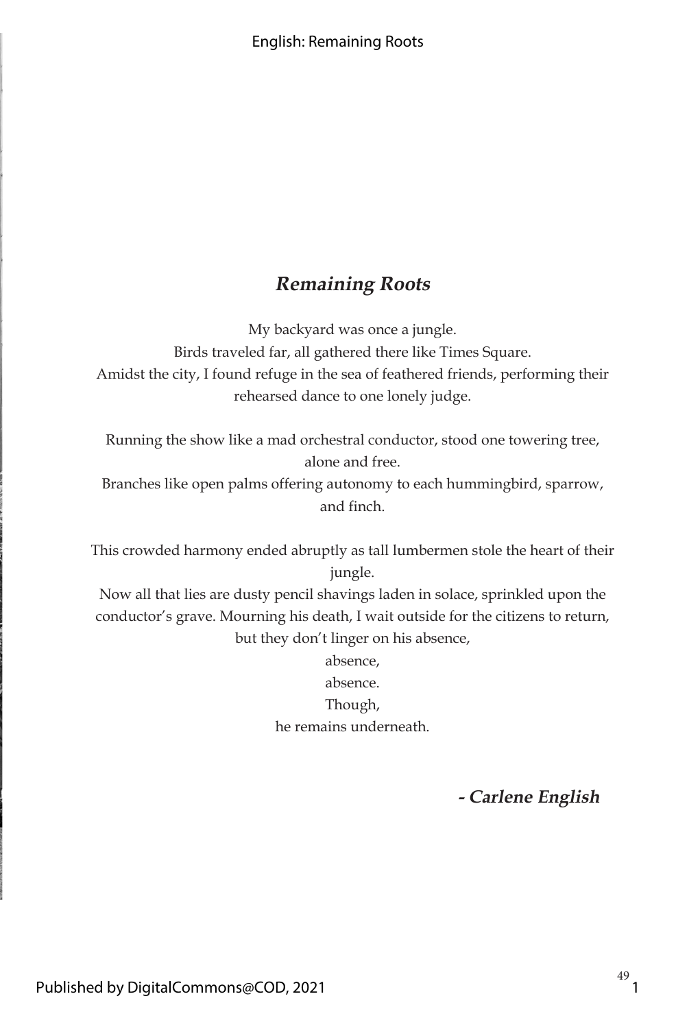## *Remaining Roots*

My backyard was once a jungle.
Birds traveled far, all gathered there like Times Square.
Amidst the city, I found refuge in the sea of feathered friends, performing their rehearsed dance to one lonely judge.

Running the show like a mad orchestral conductor, stood one towering tree, alone and free.
Branches like open palms offering autonomy to each hummingbird, sparrow, and finch.

This crowded harmony ended abruptly as tall lumbermen stole the heart of their jungle.
Now all that lies are dusty pencil shavings laden in solace, sprinkled upon the conductor's grave. Mourning his death, I wait outside for the citizens to return, but they don't linger on his absence,
absence,
absence.
Though,
he remains underneath.

***- Carlene English***